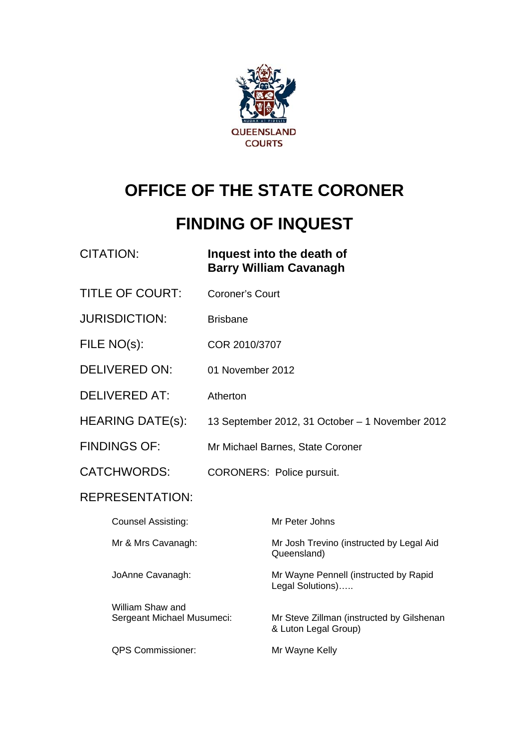QUEENSLAND COURTS

# OFFICE OF THE STATE CORONER

# FINDING OF INQUEST

| | |
|---|---|
| CITATION: | **Inquest into the death of Barry William Cavanagh** |
| TITLE OF COURT: | Coroner's Court |
| JURISDICTION: | Brisbane |
| FILE NO(s): | COR 2010/3707 |
| DELIVERED ON: | 01 November 2012 |
| DELIVERED AT: | Atherton |
| HEARING DATE(s): | 13 September 2012, 31 October – 1 November 2012 |
| FINDINGS OF: | Mr Michael Barnes, State Coroner |
| CATCHWORDS: | CORONERS: Police pursuit. |

REPRESENTATION:

| | |
|---|---|
| Counsel Assisting: | Mr Peter Johns |
| Mr & Mrs Cavanagh: | Mr Josh Trevino (instructed by Legal Aid Queensland) |
| JoAnne Cavanagh: | Mr Wayne Pennell (instructed by Rapid Legal Solutions)….. |
| William Shaw and Sergeant Michael Musumeci: | Mr Steve Zillman (instructed by Gilshenan & Luton Legal Group) |
| QPS Commissioner: | Mr Wayne Kelly |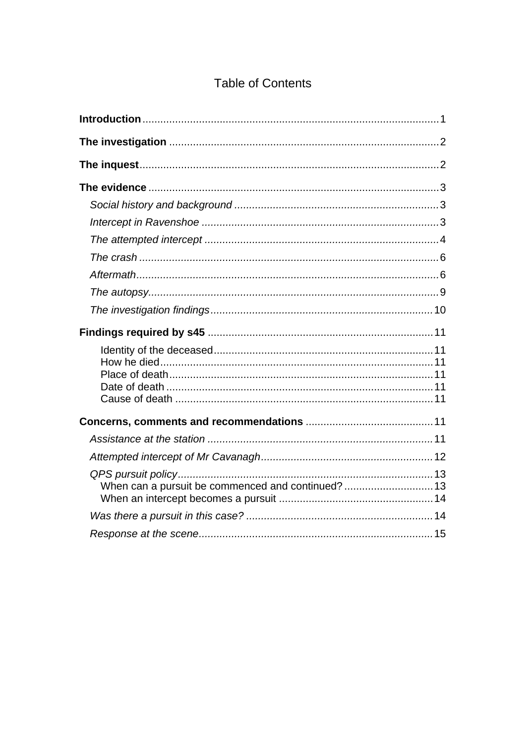# Table of Contents

**Introduction** .... 1

**The investigation** .... 2

**The inquest** .... 2

**The evidence** .... 3

- *Social history and background* .... 3
- *Intercept in Ravenshoe* .... 3
- *The attempted intercept* .... 4
- *The crash* .... 6
- *Aftermath* .... 6
- *The autopsy* .... 9
- *The investigation findings* .... 10

**Findings required by s45** .... 11

- Identity of the deceased .... 11
- How he died .... 11
- Place of death .... 11
- Date of death .... 11
- Cause of death .... 11

**Concerns, comments and recommendations** .... 11

- *Assistance at the station* .... 11
- *Attempted intercept of Mr Cavanagh* .... 12
- *QPS pursuit policy* .... 13
  - When can a pursuit be commenced and continued? .... 13
  - When an intercept becomes a pursuit .... 14
- *Was there a pursuit in this case?* .... 14
- *Response at the scene* .... 15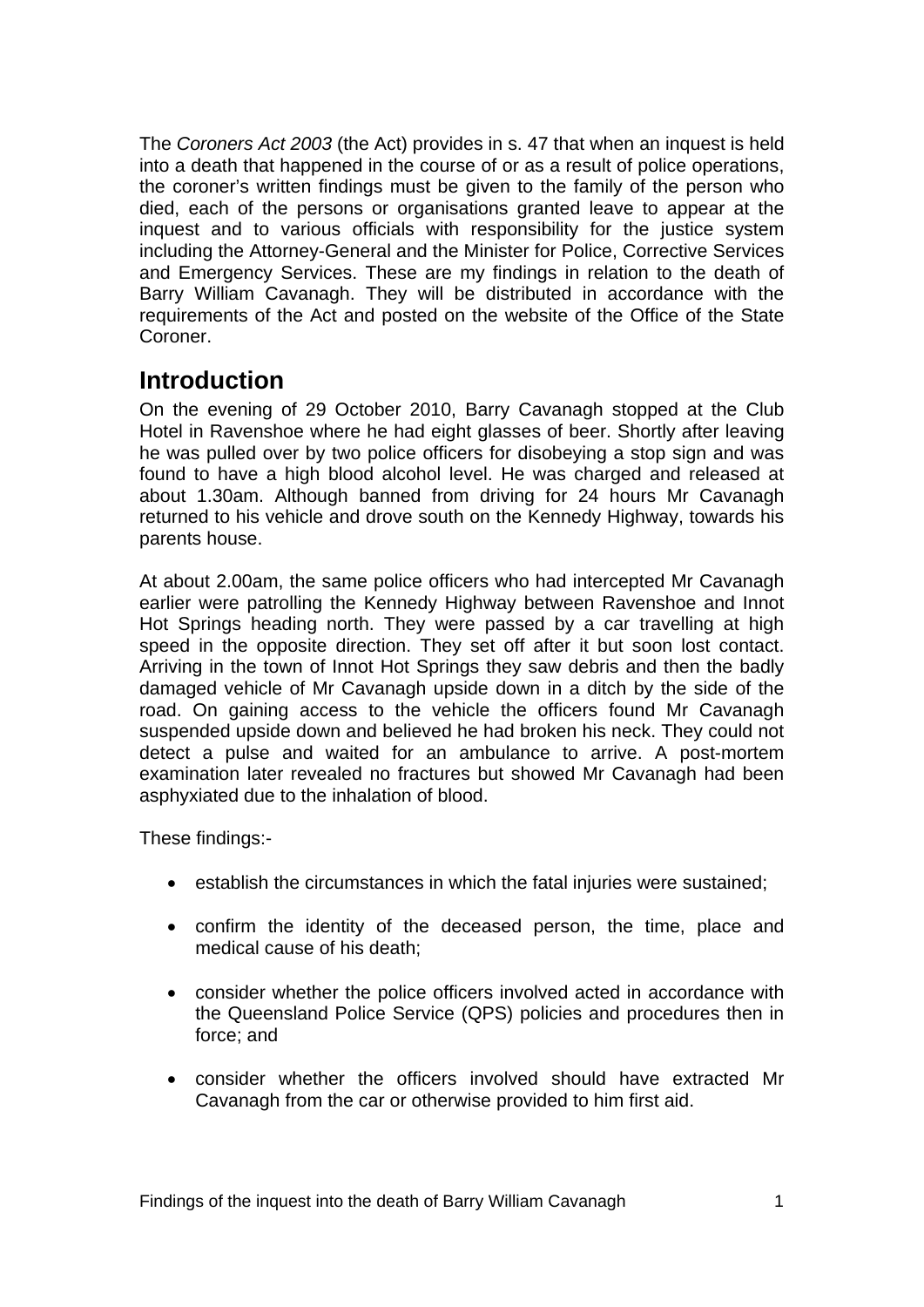The *Coroners Act 2003* (the Act) provides in s. 47 that when an inquest is held into a death that happened in the course of or as a result of police operations, the coroner's written findings must be given to the family of the person who died, each of the persons or organisations granted leave to appear at the inquest and to various officials with responsibility for the justice system including the Attorney-General and the Minister for Police, Corrective Services and Emergency Services. These are my findings in relation to the death of Barry William Cavanagh. They will be distributed in accordance with the requirements of the Act and posted on the website of the Office of the State Coroner.

## Introduction

On the evening of 29 October 2010, Barry Cavanagh stopped at the Club Hotel in Ravenshoe where he had eight glasses of beer. Shortly after leaving he was pulled over by two police officers for disobeying a stop sign and was found to have a high blood alcohol level. He was charged and released at about 1.30am. Although banned from driving for 24 hours Mr Cavanagh returned to his vehicle and drove south on the Kennedy Highway, towards his parents house.

At about 2.00am, the same police officers who had intercepted Mr Cavanagh earlier were patrolling the Kennedy Highway between Ravenshoe and Innot Hot Springs heading north. They were passed by a car travelling at high speed in the opposite direction. They set off after it but soon lost contact. Arriving in the town of Innot Hot Springs they saw debris and then the badly damaged vehicle of Mr Cavanagh upside down in a ditch by the side of the road. On gaining access to the vehicle the officers found Mr Cavanagh suspended upside down and believed he had broken his neck. They could not detect a pulse and waited for an ambulance to arrive. A post-mortem examination later revealed no fractures but showed Mr Cavanagh had been asphyxiated due to the inhalation of blood.

These findings:-

- establish the circumstances in which the fatal injuries were sustained;
- confirm the identity of the deceased person, the time, place and medical cause of his death;
- consider whether the police officers involved acted in accordance with the Queensland Police Service (QPS) policies and procedures then in force; and
- consider whether the officers involved should have extracted Mr Cavanagh from the car or otherwise provided to him first aid.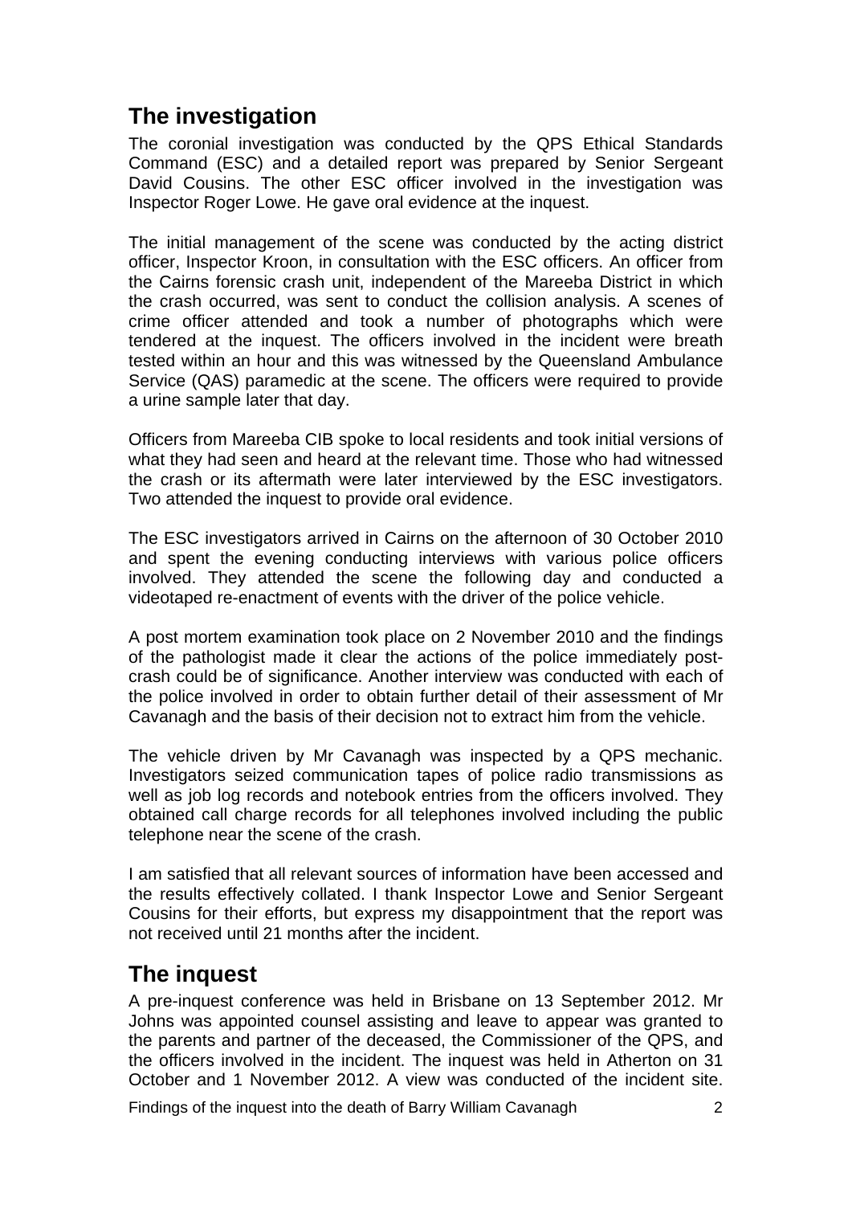## The investigation

The coronial investigation was conducted by the QPS Ethical Standards Command (ESC) and a detailed report was prepared by Senior Sergeant David Cousins. The other ESC officer involved in the investigation was Inspector Roger Lowe. He gave oral evidence at the inquest.

The initial management of the scene was conducted by the acting district officer, Inspector Kroon, in consultation with the ESC officers. An officer from the Cairns forensic crash unit, independent of the Mareeba District in which the crash occurred, was sent to conduct the collision analysis. A scenes of crime officer attended and took a number of photographs which were tendered at the inquest. The officers involved in the incident were breath tested within an hour and this was witnessed by the Queensland Ambulance Service (QAS) paramedic at the scene. The officers were required to provide a urine sample later that day.

Officers from Mareeba CIB spoke to local residents and took initial versions of what they had seen and heard at the relevant time. Those who had witnessed the crash or its aftermath were later interviewed by the ESC investigators. Two attended the inquest to provide oral evidence.

The ESC investigators arrived in Cairns on the afternoon of 30 October 2010 and spent the evening conducting interviews with various police officers involved. They attended the scene the following day and conducted a videotaped re-enactment of events with the driver of the police vehicle.

A post mortem examination took place on 2 November 2010 and the findings of the pathologist made it clear the actions of the police immediately post-crash could be of significance. Another interview was conducted with each of the police involved in order to obtain further detail of their assessment of Mr Cavanagh and the basis of their decision not to extract him from the vehicle.

The vehicle driven by Mr Cavanagh was inspected by a QPS mechanic. Investigators seized communication tapes of police radio transmissions as well as job log records and notebook entries from the officers involved. They obtained call charge records for all telephones involved including the public telephone near the scene of the crash.

I am satisfied that all relevant sources of information have been accessed and the results effectively collated. I thank Inspector Lowe and Senior Sergeant Cousins for their efforts, but express my disappointment that the report was not received until 21 months after the incident.

## The inquest

A pre-inquest conference was held in Brisbane on 13 September 2012. Mr Johns was appointed counsel assisting and leave to appear was granted to the parents and partner of the deceased, the Commissioner of the QPS, and the officers involved in the incident. The inquest was held in Atherton on 31 October and 1 November 2012. A view was conducted of the incident site.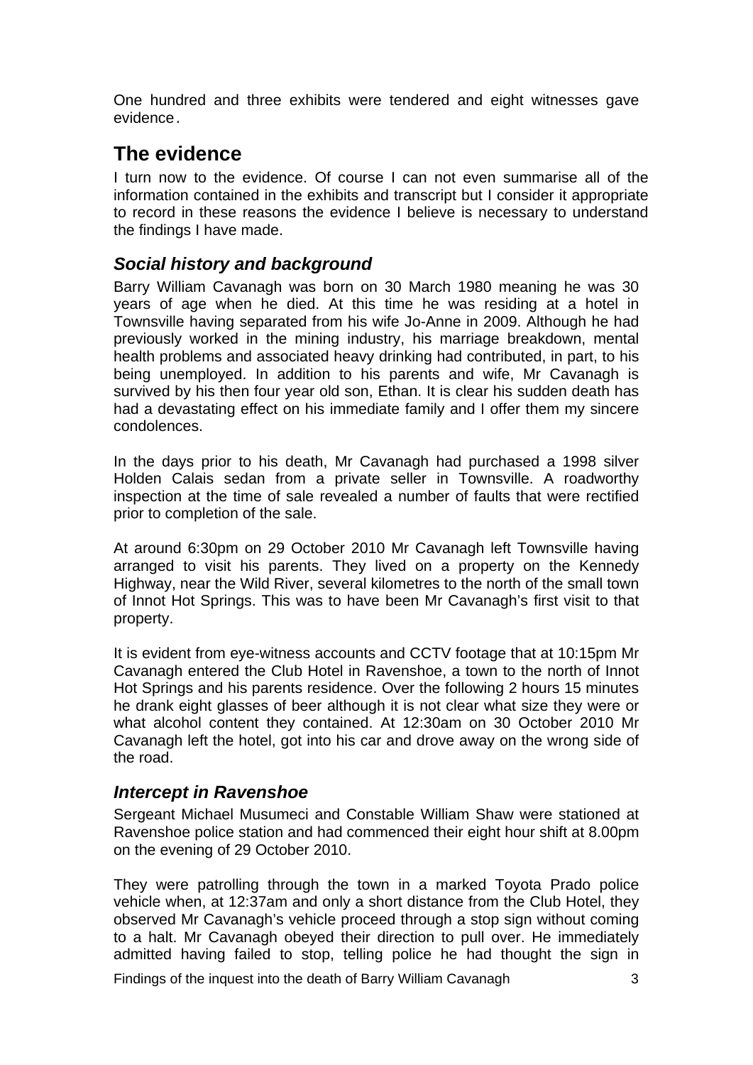One hundred and three exhibits were tendered and eight witnesses gave evidence.

## The evidence

I turn now to the evidence. Of course I can not even summarise all of the information contained in the exhibits and transcript but I consider it appropriate to record in these reasons the evidence I believe is necessary to understand the findings I have made.

### *Social history and background*

Barry William Cavanagh was born on 30 March 1980 meaning he was 30 years of age when he died. At this time he was residing at a hotel in Townsville having separated from his wife Jo-Anne in 2009. Although he had previously worked in the mining industry, his marriage breakdown, mental health problems and associated heavy drinking had contributed, in part, to his being unemployed. In addition to his parents and wife, Mr Cavanagh is survived by his then four year old son, Ethan. It is clear his sudden death has had a devastating effect on his immediate family and I offer them my sincere condolences.

In the days prior to his death, Mr Cavanagh had purchased a 1998 silver Holden Calais sedan from a private seller in Townsville. A roadworthy inspection at the time of sale revealed a number of faults that were rectified prior to completion of the sale.

At around 6:30pm on 29 October 2010 Mr Cavanagh left Townsville having arranged to visit his parents. They lived on a property on the Kennedy Highway, near the Wild River, several kilometres to the north of the small town of Innot Hot Springs. This was to have been Mr Cavanagh's first visit to that property.

It is evident from eye-witness accounts and CCTV footage that at 10:15pm Mr Cavanagh entered the Club Hotel in Ravenshoe, a town to the north of Innot Hot Springs and his parents residence. Over the following 2 hours 15 minutes he drank eight glasses of beer although it is not clear what size they were or what alcohol content they contained. At 12:30am on 30 October 2010 Mr Cavanagh left the hotel, got into his car and drove away on the wrong side of the road.

### *Intercept in Ravenshoe*

Sergeant Michael Musumeci and Constable William Shaw were stationed at Ravenshoe police station and had commenced their eight hour shift at 8.00pm on the evening of 29 October 2010.

They were patrolling through the town in a marked Toyota Prado police vehicle when, at 12:37am and only a short distance from the Club Hotel, they observed Mr Cavanagh's vehicle proceed through a stop sign without coming to a halt. Mr Cavanagh obeyed their direction to pull over. He immediately admitted having failed to stop, telling police he had thought the sign in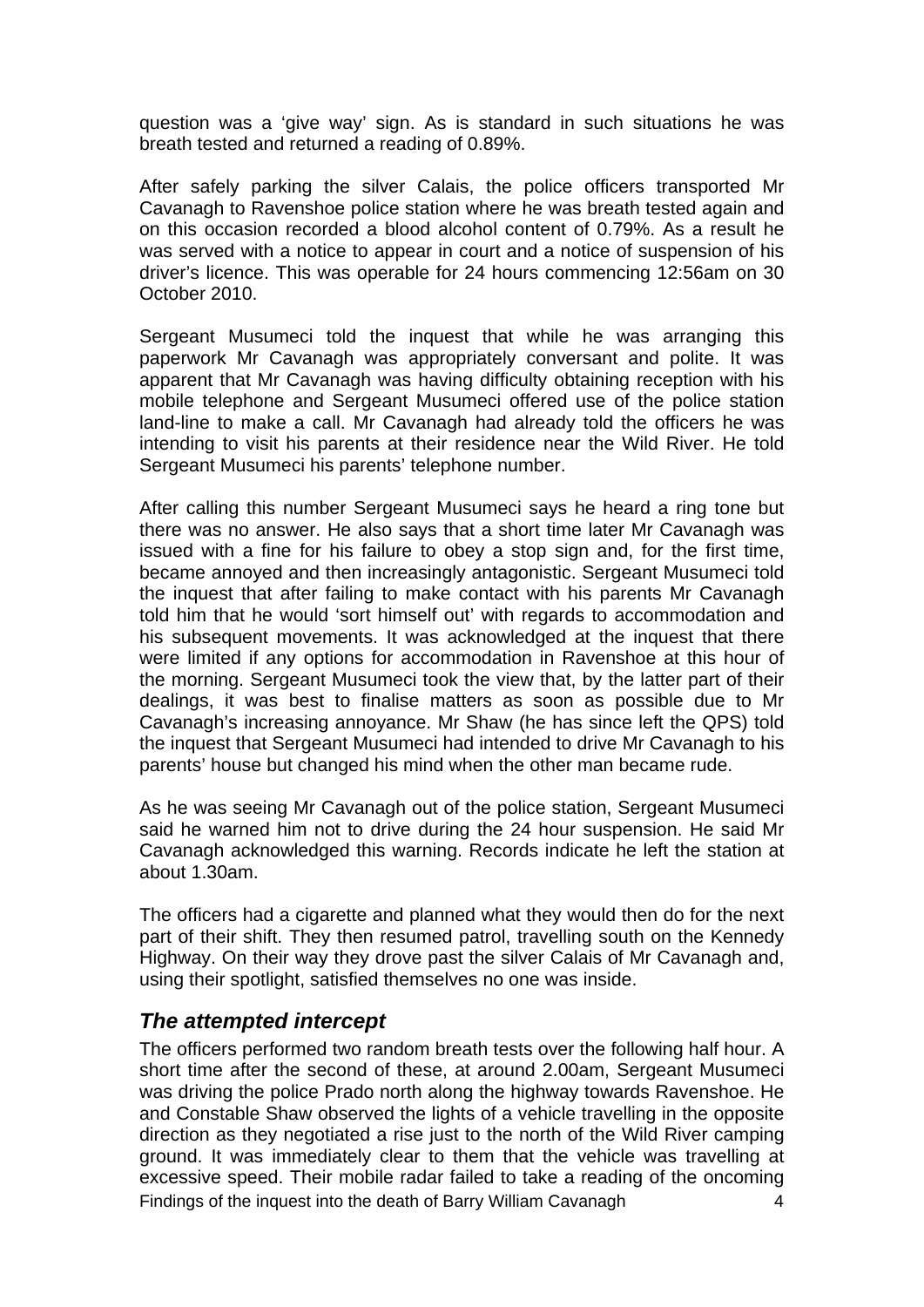question was a 'give way' sign. As is standard in such situations he was breath tested and returned a reading of 0.89%.

After safely parking the silver Calais, the police officers transported Mr Cavanagh to Ravenshoe police station where he was breath tested again and on this occasion recorded a blood alcohol content of 0.79%. As a result he was served with a notice to appear in court and a notice of suspension of his driver's licence. This was operable for 24 hours commencing 12:56am on 30 October 2010.

Sergeant Musumeci told the inquest that while he was arranging this paperwork Mr Cavanagh was appropriately conversant and polite. It was apparent that Mr Cavanagh was having difficulty obtaining reception with his mobile telephone and Sergeant Musumeci offered use of the police station land-line to make a call. Mr Cavanagh had already told the officers he was intending to visit his parents at their residence near the Wild River. He told Sergeant Musumeci his parents' telephone number.

After calling this number Sergeant Musumeci says he heard a ring tone but there was no answer. He also says that a short time later Mr Cavanagh was issued with a fine for his failure to obey a stop sign and, for the first time, became annoyed and then increasingly antagonistic. Sergeant Musumeci told the inquest that after failing to make contact with his parents Mr Cavanagh told him that he would 'sort himself out' with regards to accommodation and his subsequent movements. It was acknowledged at the inquest that there were limited if any options for accommodation in Ravenshoe at this hour of the morning. Sergeant Musumeci took the view that, by the latter part of their dealings, it was best to finalise matters as soon as possible due to Mr Cavanagh's increasing annoyance. Mr Shaw (he has since left the QPS) told the inquest that Sergeant Musumeci had intended to drive Mr Cavanagh to his parents' house but changed his mind when the other man became rude.

As he was seeing Mr Cavanagh out of the police station, Sergeant Musumeci said he warned him not to drive during the 24 hour suspension. He said Mr Cavanagh acknowledged this warning. Records indicate he left the station at about 1.30am.

The officers had a cigarette and planned what they would then do for the next part of their shift. They then resumed patrol, travelling south on the Kennedy Highway. On their way they drove past the silver Calais of Mr Cavanagh and, using their spotlight, satisfied themselves no one was inside.

## *The attempted intercept*

The officers performed two random breath tests over the following half hour. A short time after the second of these, at around 2.00am, Sergeant Musumeci was driving the police Prado north along the highway towards Ravenshoe. He and Constable Shaw observed the lights of a vehicle travelling in the opposite direction as they negotiated a rise just to the north of the Wild River camping ground. It was immediately clear to them that the vehicle was travelling at excessive speed. Their mobile radar failed to take a reading of the oncoming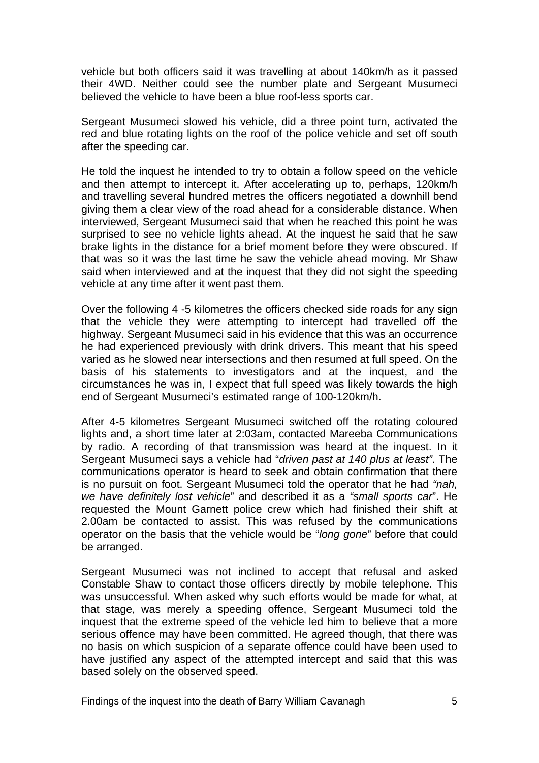vehicle but both officers said it was travelling at about 140km/h as it passed their 4WD. Neither could see the number plate and Sergeant Musumeci believed the vehicle to have been a blue roof-less sports car.

Sergeant Musumeci slowed his vehicle, did a three point turn, activated the red and blue rotating lights on the roof of the police vehicle and set off south after the speeding car.

He told the inquest he intended to try to obtain a follow speed on the vehicle and then attempt to intercept it. After accelerating up to, perhaps, 120km/h and travelling several hundred metres the officers negotiated a downhill bend giving them a clear view of the road ahead for a considerable distance. When interviewed, Sergeant Musumeci said that when he reached this point he was surprised to see no vehicle lights ahead. At the inquest he said that he saw brake lights in the distance for a brief moment before they were obscured. If that was so it was the last time he saw the vehicle ahead moving. Mr Shaw said when interviewed and at the inquest that they did not sight the speeding vehicle at any time after it went past them.

Over the following 4 -5 kilometres the officers checked side roads for any sign that the vehicle they were attempting to intercept had travelled off the highway. Sergeant Musumeci said in his evidence that this was an occurrence he had experienced previously with drink drivers. This meant that his speed varied as he slowed near intersections and then resumed at full speed. On the basis of his statements to investigators and at the inquest, and the circumstances he was in, I expect that full speed was likely towards the high end of Sergeant Musumeci's estimated range of 100-120km/h.

After 4-5 kilometres Sergeant Musumeci switched off the rotating coloured lights and, a short time later at 2:03am, contacted Mareeba Communications by radio. A recording of that transmission was heard at the inquest. In it Sergeant Musumeci says a vehicle had "*driven past at 140 plus at least*". The communications operator is heard to seek and obtain confirmation that there is no pursuit on foot. Sergeant Musumeci told the operator that he had *"nah, we have definitely lost vehicle*" and described it as a *"small sports car*". He requested the Mount Garnett police crew which had finished their shift at 2.00am be contacted to assist. This was refused by the communications operator on the basis that the vehicle would be "*long gone*" before that could be arranged.

Sergeant Musumeci was not inclined to accept that refusal and asked Constable Shaw to contact those officers directly by mobile telephone. This was unsuccessful. When asked why such efforts would be made for what, at that stage, was merely a speeding offence, Sergeant Musumeci told the inquest that the extreme speed of the vehicle led him to believe that a more serious offence may have been committed. He agreed though, that there was no basis on which suspicion of a separate offence could have been used to have justified any aspect of the attempted intercept and said that this was based solely on the observed speed.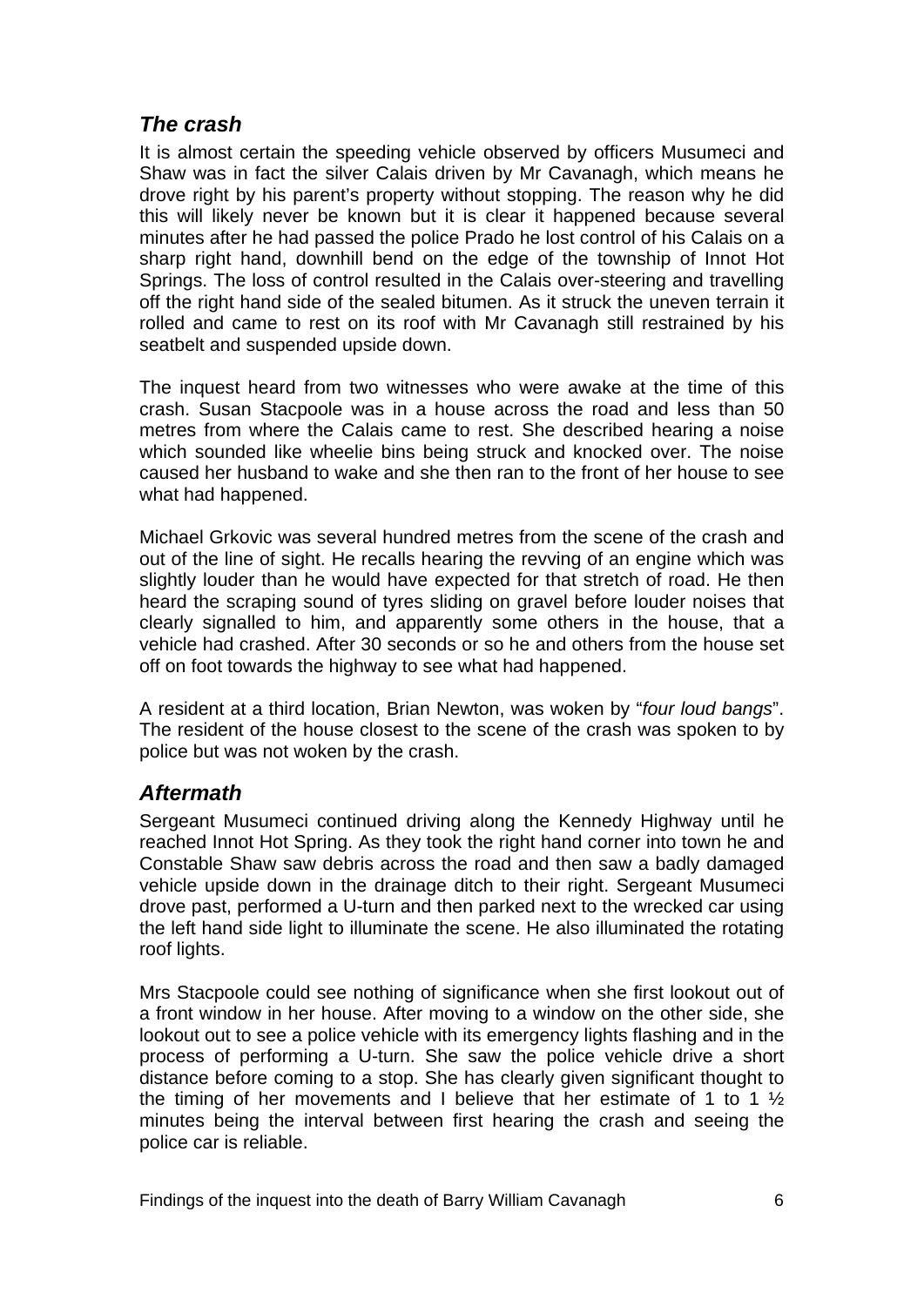### *The crash*

It is almost certain the speeding vehicle observed by officers Musumeci and Shaw was in fact the silver Calais driven by Mr Cavanagh, which means he drove right by his parent's property without stopping. The reason why he did this will likely never be known but it is clear it happened because several minutes after he had passed the police Prado he lost control of his Calais on a sharp right hand, downhill bend on the edge of the township of Innot Hot Springs. The loss of control resulted in the Calais over-steering and travelling off the right hand side of the sealed bitumen. As it struck the uneven terrain it rolled and came to rest on its roof with Mr Cavanagh still restrained by his seatbelt and suspended upside down.

The inquest heard from two witnesses who were awake at the time of this crash. Susan Stacpoole was in a house across the road and less than 50 metres from where the Calais came to rest. She described hearing a noise which sounded like wheelie bins being struck and knocked over. The noise caused her husband to wake and she then ran to the front of her house to see what had happened.

Michael Grkovic was several hundred metres from the scene of the crash and out of the line of sight. He recalls hearing the revving of an engine which was slightly louder than he would have expected for that stretch of road. He then heard the scraping sound of tyres sliding on gravel before louder noises that clearly signalled to him, and apparently some others in the house, that a vehicle had crashed. After 30 seconds or so he and others from the house set off on foot towards the highway to see what had happened.

A resident at a third location, Brian Newton, was woken by "*four loud bangs*". The resident of the house closest to the scene of the crash was spoken to by police but was not woken by the crash.

### *Aftermath*

Sergeant Musumeci continued driving along the Kennedy Highway until he reached Innot Hot Spring. As they took the right hand corner into town he and Constable Shaw saw debris across the road and then saw a badly damaged vehicle upside down in the drainage ditch to their right. Sergeant Musumeci drove past, performed a U-turn and then parked next to the wrecked car using the left hand side light to illuminate the scene. He also illuminated the rotating roof lights.

Mrs Stacpoole could see nothing of significance when she first lookout out of a front window in her house. After moving to a window on the other side, she lookout out to see a police vehicle with its emergency lights flashing and in the process of performing a U-turn. She saw the police vehicle drive a short distance before coming to a stop. She has clearly given significant thought to the timing of her movements and I believe that her estimate of 1 to 1 ½ minutes being the interval between first hearing the crash and seeing the police car is reliable.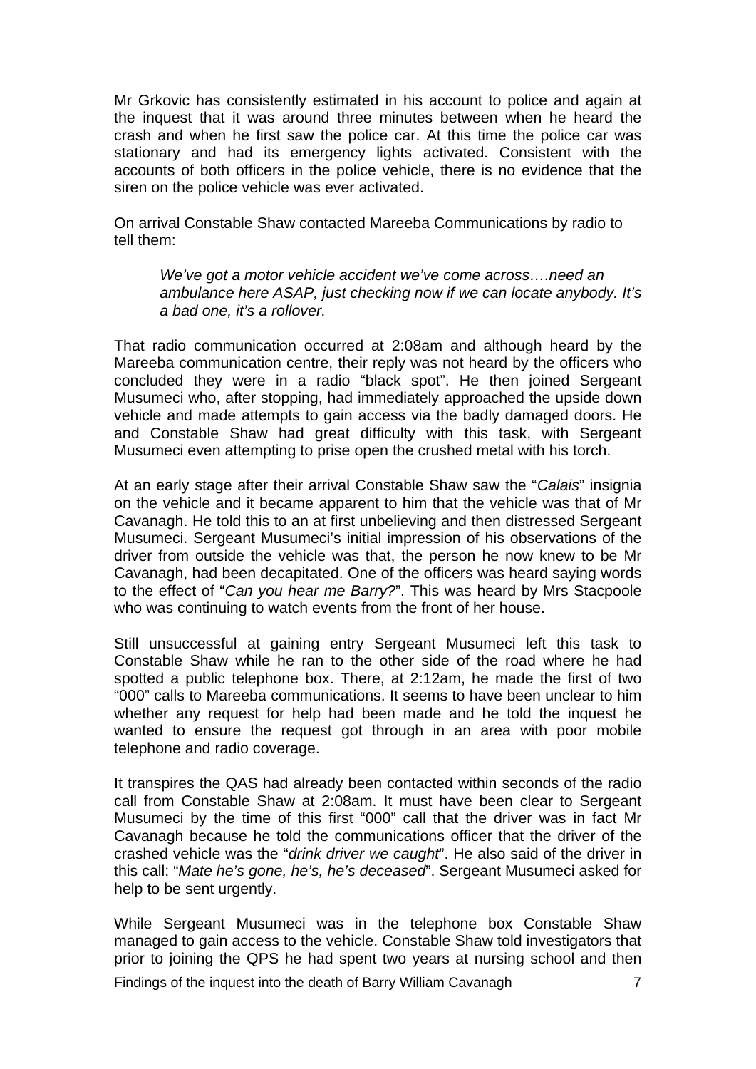Mr Grkovic has consistently estimated in his account to police and again at the inquest that it was around three minutes between when he heard the crash and when he first saw the police car. At this time the police car was stationary and had its emergency lights activated. Consistent with the accounts of both officers in the police vehicle, there is no evidence that the siren on the police vehicle was ever activated.

On arrival Constable Shaw contacted Mareeba Communications by radio to tell them:

> *We've got a motor vehicle accident we've come across….need an ambulance here ASAP, just checking now if we can locate anybody. It's a bad one, it's a rollover.*

That radio communication occurred at 2:08am and although heard by the Mareeba communication centre, their reply was not heard by the officers who concluded they were in a radio "black spot". He then joined Sergeant Musumeci who, after stopping, had immediately approached the upside down vehicle and made attempts to gain access via the badly damaged doors. He and Constable Shaw had great difficulty with this task, with Sergeant Musumeci even attempting to prise open the crushed metal with his torch.

At an early stage after their arrival Constable Shaw saw the "*Calais*" insignia on the vehicle and it became apparent to him that the vehicle was that of Mr Cavanagh. He told this to an at first unbelieving and then distressed Sergeant Musumeci. Sergeant Musumeci's initial impression of his observations of the driver from outside the vehicle was that, the person he now knew to be Mr Cavanagh, had been decapitated. One of the officers was heard saying words to the effect of "*Can you hear me Barry?*". This was heard by Mrs Stacpoole who was continuing to watch events from the front of her house.

Still unsuccessful at gaining entry Sergeant Musumeci left this task to Constable Shaw while he ran to the other side of the road where he had spotted a public telephone box. There, at 2:12am, he made the first of two "000" calls to Mareeba communications. It seems to have been unclear to him whether any request for help had been made and he told the inquest he wanted to ensure the request got through in an area with poor mobile telephone and radio coverage.

It transpires the QAS had already been contacted within seconds of the radio call from Constable Shaw at 2:08am. It must have been clear to Sergeant Musumeci by the time of this first "000" call that the driver was in fact Mr Cavanagh because he told the communications officer that the driver of the crashed vehicle was the "*drink driver we caught*". He also said of the driver in this call: "*Mate he's gone, he's, he's deceased*". Sergeant Musumeci asked for help to be sent urgently.

While Sergeant Musumeci was in the telephone box Constable Shaw managed to gain access to the vehicle. Constable Shaw told investigators that prior to joining the QPS he had spent two years at nursing school and then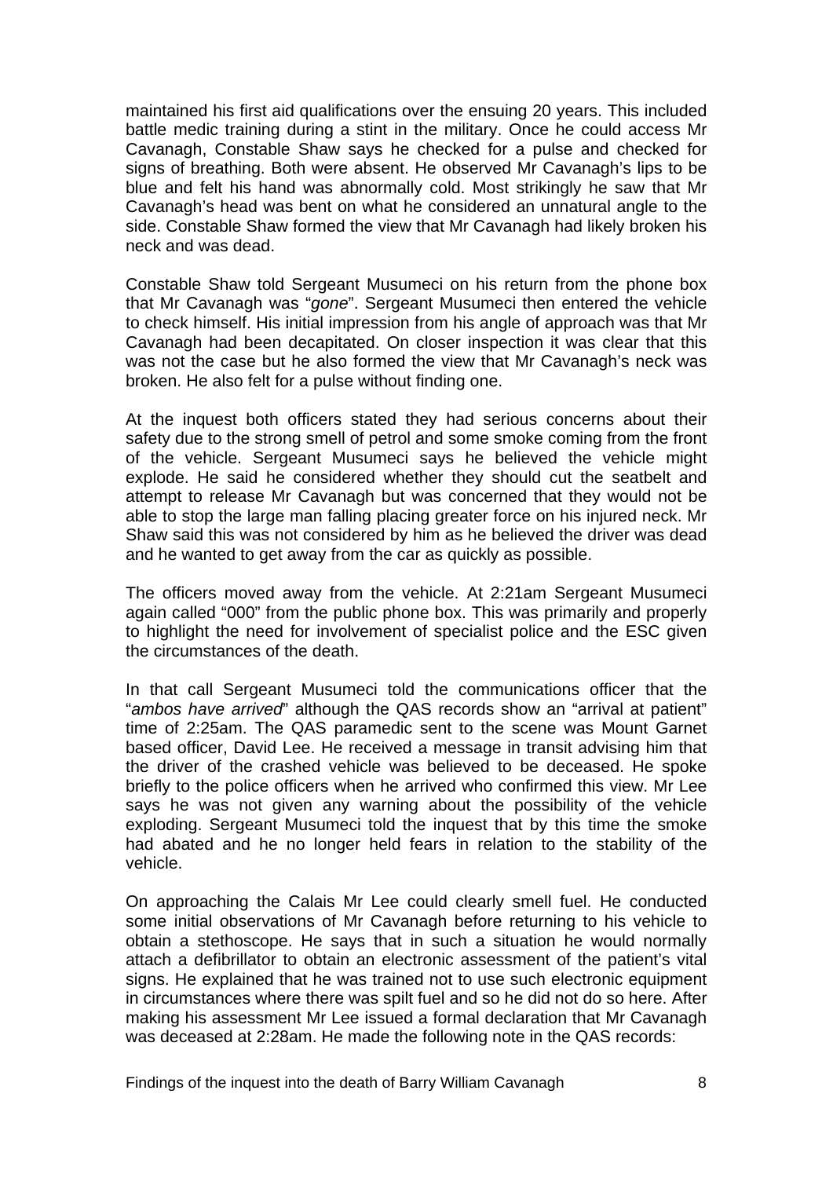maintained his first aid qualifications over the ensuing 20 years. This included battle medic training during a stint in the military. Once he could access Mr Cavanagh, Constable Shaw says he checked for a pulse and checked for signs of breathing. Both were absent. He observed Mr Cavanagh's lips to be blue and felt his hand was abnormally cold. Most strikingly he saw that Mr Cavanagh's head was bent on what he considered an unnatural angle to the side. Constable Shaw formed the view that Mr Cavanagh had likely broken his neck and was dead.

Constable Shaw told Sergeant Musumeci on his return from the phone box that Mr Cavanagh was "*gone*". Sergeant Musumeci then entered the vehicle to check himself. His initial impression from his angle of approach was that Mr Cavanagh had been decapitated. On closer inspection it was clear that this was not the case but he also formed the view that Mr Cavanagh's neck was broken. He also felt for a pulse without finding one.

At the inquest both officers stated they had serious concerns about their safety due to the strong smell of petrol and some smoke coming from the front of the vehicle. Sergeant Musumeci says he believed the vehicle might explode. He said he considered whether they should cut the seatbelt and attempt to release Mr Cavanagh but was concerned that they would not be able to stop the large man falling placing greater force on his injured neck. Mr Shaw said this was not considered by him as he believed the driver was dead and he wanted to get away from the car as quickly as possible.

The officers moved away from the vehicle. At 2:21am Sergeant Musumeci again called "000" from the public phone box. This was primarily and properly to highlight the need for involvement of specialist police and the ESC given the circumstances of the death.

In that call Sergeant Musumeci told the communications officer that the "*ambos have arrived*" although the QAS records show an "arrival at patient" time of 2:25am. The QAS paramedic sent to the scene was Mount Garnet based officer, David Lee. He received a message in transit advising him that the driver of the crashed vehicle was believed to be deceased. He spoke briefly to the police officers when he arrived who confirmed this view. Mr Lee says he was not given any warning about the possibility of the vehicle exploding. Sergeant Musumeci told the inquest that by this time the smoke had abated and he no longer held fears in relation to the stability of the vehicle.

On approaching the Calais Mr Lee could clearly smell fuel. He conducted some initial observations of Mr Cavanagh before returning to his vehicle to obtain a stethoscope. He says that in such a situation he would normally attach a defibrillator to obtain an electronic assessment of the patient's vital signs. He explained that he was trained not to use such electronic equipment in circumstances where there was spilt fuel and so he did not do so here. After making his assessment Mr Lee issued a formal declaration that Mr Cavanagh was deceased at 2:28am. He made the following note in the QAS records: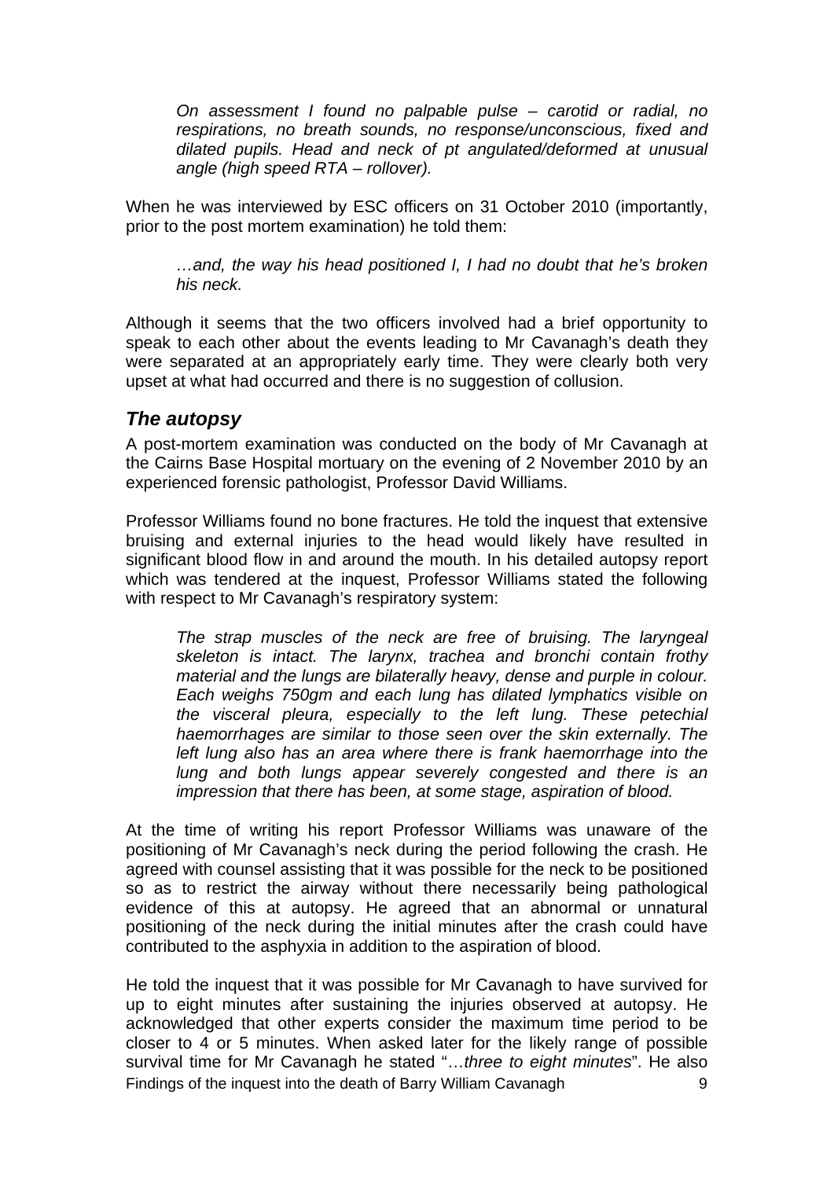*On assessment I found no palpable pulse – carotid or radial, no respirations, no breath sounds, no response/unconscious, fixed and dilated pupils. Head and neck of pt angulated/deformed at unusual angle (high speed RTA – rollover).*

When he was interviewed by ESC officers on 31 October 2010 (importantly, prior to the post mortem examination) he told them:

*…and, the way his head positioned I, I had no doubt that he's broken his neck.*

Although it seems that the two officers involved had a brief opportunity to speak to each other about the events leading to Mr Cavanagh's death they were separated at an appropriately early time. They were clearly both very upset at what had occurred and there is no suggestion of collusion.

### *The autopsy*

A post-mortem examination was conducted on the body of Mr Cavanagh at the Cairns Base Hospital mortuary on the evening of 2 November 2010 by an experienced forensic pathologist, Professor David Williams.

Professor Williams found no bone fractures. He told the inquest that extensive bruising and external injuries to the head would likely have resulted in significant blood flow in and around the mouth. In his detailed autopsy report which was tendered at the inquest, Professor Williams stated the following with respect to Mr Cavanagh's respiratory system:

*The strap muscles of the neck are free of bruising. The laryngeal skeleton is intact. The larynx, trachea and bronchi contain frothy material and the lungs are bilaterally heavy, dense and purple in colour. Each weighs 750gm and each lung has dilated lymphatics visible on the visceral pleura, especially to the left lung. These petechial haemorrhages are similar to those seen over the skin externally. The left lung also has an area where there is frank haemorrhage into the lung and both lungs appear severely congested and there is an impression that there has been, at some stage, aspiration of blood.*

At the time of writing his report Professor Williams was unaware of the positioning of Mr Cavanagh's neck during the period following the crash. He agreed with counsel assisting that it was possible for the neck to be positioned so as to restrict the airway without there necessarily being pathological evidence of this at autopsy. He agreed that an abnormal or unnatural positioning of the neck during the initial minutes after the crash could have contributed to the asphyxia in addition to the aspiration of blood.

He told the inquest that it was possible for Mr Cavanagh to have survived for up to eight minutes after sustaining the injuries observed at autopsy. He acknowledged that other experts consider the maximum time period to be closer to 4 or 5 minutes. When asked later for the likely range of possible survival time for Mr Cavanagh he stated "…*three to eight minutes*". He also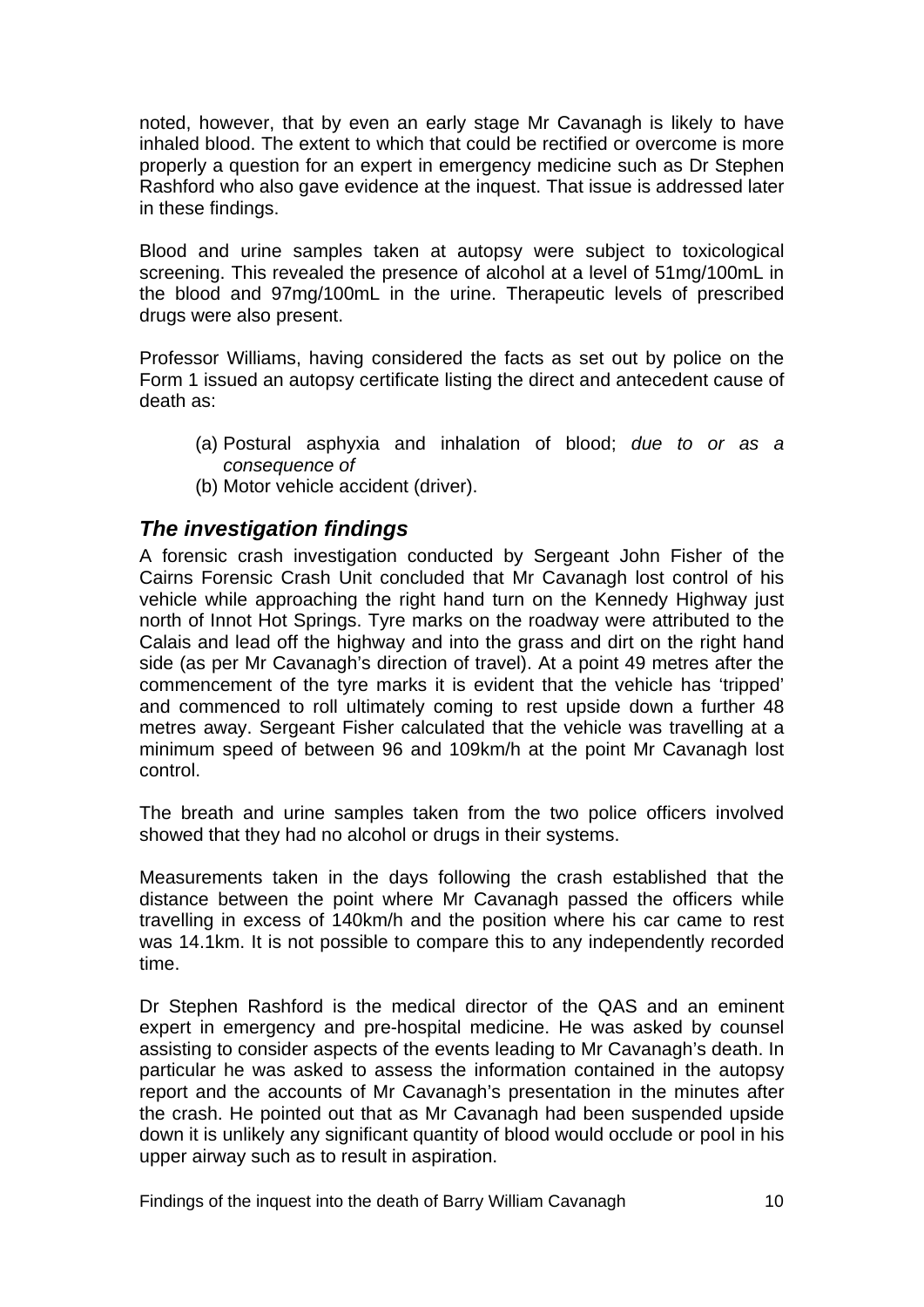noted, however, that by even an early stage Mr Cavanagh is likely to have inhaled blood. The extent to which that could be rectified or overcome is more properly a question for an expert in emergency medicine such as Dr Stephen Rashford who also gave evidence at the inquest. That issue is addressed later in these findings.

Blood and urine samples taken at autopsy were subject to toxicological screening. This revealed the presence of alcohol at a level of 51mg/100mL in the blood and 97mg/100mL in the urine. Therapeutic levels of prescribed drugs were also present.

Professor Williams, having considered the facts as set out by police on the Form 1 issued an autopsy certificate listing the direct and antecedent cause of death as:

(a) Postural asphyxia and inhalation of blood; *due to or as a consequence of*
(b) Motor vehicle accident (driver).

## *The investigation findings*

A forensic crash investigation conducted by Sergeant John Fisher of the Cairns Forensic Crash Unit concluded that Mr Cavanagh lost control of his vehicle while approaching the right hand turn on the Kennedy Highway just north of Innot Hot Springs. Tyre marks on the roadway were attributed to the Calais and lead off the highway and into the grass and dirt on the right hand side (as per Mr Cavanagh's direction of travel). At a point 49 metres after the commencement of the tyre marks it is evident that the vehicle has 'tripped' and commenced to roll ultimately coming to rest upside down a further 48 metres away. Sergeant Fisher calculated that the vehicle was travelling at a minimum speed of between 96 and 109km/h at the point Mr Cavanagh lost control.

The breath and urine samples taken from the two police officers involved showed that they had no alcohol or drugs in their systems.

Measurements taken in the days following the crash established that the distance between the point where Mr Cavanagh passed the officers while travelling in excess of 140km/h and the position where his car came to rest was 14.1km. It is not possible to compare this to any independently recorded time.

Dr Stephen Rashford is the medical director of the QAS and an eminent expert in emergency and pre-hospital medicine. He was asked by counsel assisting to consider aspects of the events leading to Mr Cavanagh's death. In particular he was asked to assess the information contained in the autopsy report and the accounts of Mr Cavanagh's presentation in the minutes after the crash. He pointed out that as Mr Cavanagh had been suspended upside down it is unlikely any significant quantity of blood would occlude or pool in his upper airway such as to result in aspiration.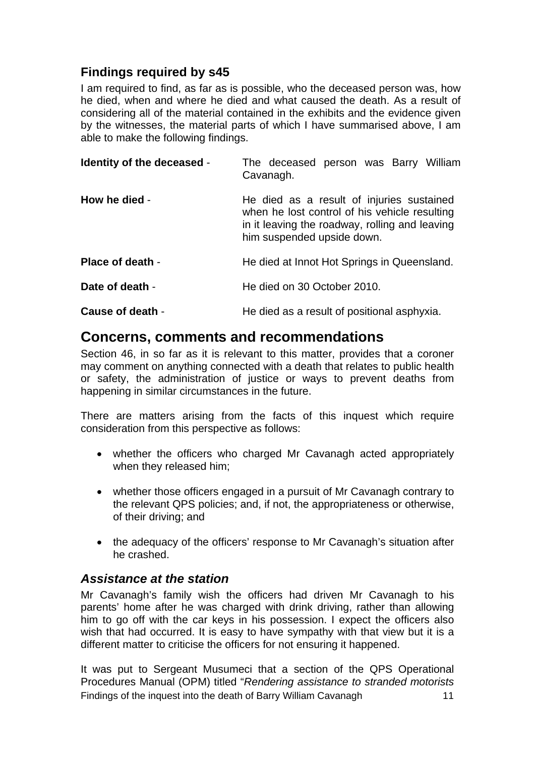## Findings required by s45

I am required to find, as far as is possible, who the deceased person was, how he died, when and where he died and what caused the death. As a result of considering all of the material contained in the exhibits and the evidence given by the witnesses, the material parts of which I have summarised above, I am able to make the following findings.

| | |
|---|---|
| **Identity of the deceased** - | The deceased person was Barry William Cavanagh. |
| **How he died** - | He died as a result of injuries sustained when he lost control of his vehicle resulting in it leaving the roadway, rolling and leaving him suspended upside down. |
| **Place of death** - | He died at Innot Hot Springs in Queensland. |
| **Date of death** - | He died on 30 October 2010. |
| **Cause of death** - | He died as a result of positional asphyxia. |

# Concerns, comments and recommendations

Section 46, in so far as it is relevant to this matter, provides that a coroner may comment on anything connected with a death that relates to public health or safety, the administration of justice or ways to prevent deaths from happening in similar circumstances in the future.

There are matters arising from the facts of this inquest which require consideration from this perspective as follows:

- whether the officers who charged Mr Cavanagh acted appropriately when they released him;
- whether those officers engaged in a pursuit of Mr Cavanagh contrary to the relevant QPS policies; and, if not, the appropriateness or otherwise, of their driving; and
- the adequacy of the officers' response to Mr Cavanagh's situation after he crashed.

### *Assistance at the station*

Mr Cavanagh's family wish the officers had driven Mr Cavanagh to his parents' home after he was charged with drink driving, rather than allowing him to go off with the car keys in his possession. I expect the officers also wish that had occurred. It is easy to have sympathy with that view but it is a different matter to criticise the officers for not ensuring it happened.

It was put to Sergeant Musumeci that a section of the QPS Operational Procedures Manual (OPM) titled "*Rendering assistance to stranded motorists*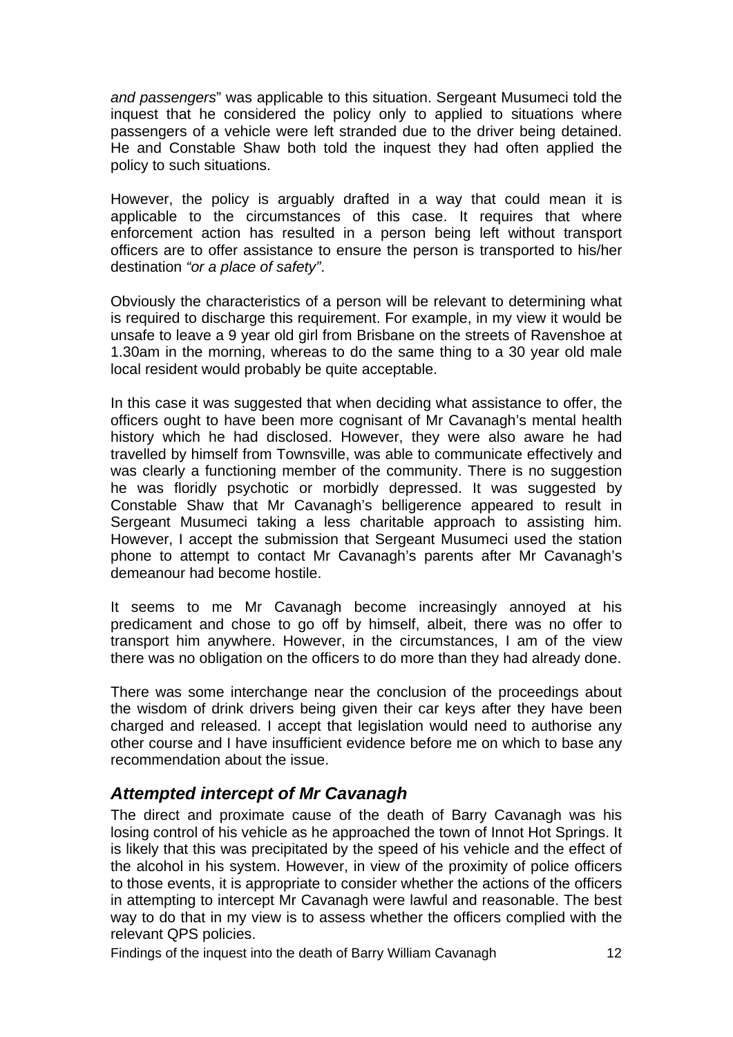*and passengers*" was applicable to this situation. Sergeant Musumeci told the inquest that he considered the policy only to applied to situations where passengers of a vehicle were left stranded due to the driver being detained. He and Constable Shaw both told the inquest they had often applied the policy to such situations.

However, the policy is arguably drafted in a way that could mean it is applicable to the circumstances of this case. It requires that where enforcement action has resulted in a person being left without transport officers are to offer assistance to ensure the person is transported to his/her destination *"or a place of safety"*.

Obviously the characteristics of a person will be relevant to determining what is required to discharge this requirement. For example, in my view it would be unsafe to leave a 9 year old girl from Brisbane on the streets of Ravenshoe at 1.30am in the morning, whereas to do the same thing to a 30 year old male local resident would probably be quite acceptable.

In this case it was suggested that when deciding what assistance to offer, the officers ought to have been more cognisant of Mr Cavanagh's mental health history which he had disclosed. However, they were also aware he had travelled by himself from Townsville, was able to communicate effectively and was clearly a functioning member of the community. There is no suggestion he was floridly psychotic or morbidly depressed. It was suggested by Constable Shaw that Mr Cavanagh's belligerence appeared to result in Sergeant Musumeci taking a less charitable approach to assisting him. However, I accept the submission that Sergeant Musumeci used the station phone to attempt to contact Mr Cavanagh's parents after Mr Cavanagh's demeanour had become hostile.

It seems to me Mr Cavanagh become increasingly annoyed at his predicament and chose to go off by himself, albeit, there was no offer to transport him anywhere. However, in the circumstances, I am of the view there was no obligation on the officers to do more than they had already done.

There was some interchange near the conclusion of the proceedings about the wisdom of drink drivers being given their car keys after they have been charged and released. I accept that legislation would need to authorise any other course and I have insufficient evidence before me on which to base any recommendation about the issue.

## *Attempted intercept of Mr Cavanagh*

The direct and proximate cause of the death of Barry Cavanagh was his losing control of his vehicle as he approached the town of Innot Hot Springs. It is likely that this was precipitated by the speed of his vehicle and the effect of the alcohol in his system. However, in view of the proximity of police officers to those events, it is appropriate to consider whether the actions of the officers in attempting to intercept Mr Cavanagh were lawful and reasonable. The best way to do that in my view is to assess whether the officers complied with the relevant QPS policies.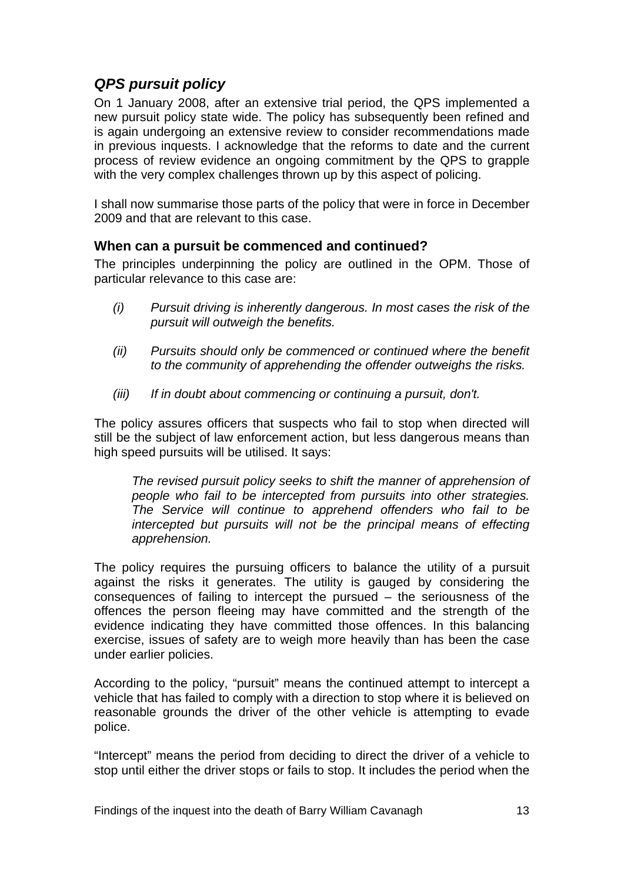## *QPS pursuit policy*

On 1 January 2008, after an extensive trial period, the QPS implemented a new pursuit policy state wide. The policy has subsequently been refined and is again undergoing an extensive review to consider recommendations made in previous inquests. I acknowledge that the reforms to date and the current process of review evidence an ongoing commitment by the QPS to grapple with the very complex challenges thrown up by this aspect of policing.

I shall now summarise those parts of the policy that were in force in December 2009 and that are relevant to this case.

### When can a pursuit be commenced and continued?

The principles underpinning the policy are outlined in the OPM. Those of particular relevance to this case are:

*(i) Pursuit driving is inherently dangerous. In most cases the risk of the pursuit will outweigh the benefits.*

*(ii) Pursuits should only be commenced or continued where the benefit to the community of apprehending the offender outweighs the risks.*

*(iii) If in doubt about commencing or continuing a pursuit, don't.*

The policy assures officers that suspects who fail to stop when directed will still be the subject of law enforcement action, but less dangerous means than high speed pursuits will be utilised. It says:

> *The revised pursuit policy seeks to shift the manner of apprehension of people who fail to be intercepted from pursuits into other strategies. The Service will continue to apprehend offenders who fail to be intercepted but pursuits will not be the principal means of effecting apprehension.*

The policy requires the pursuing officers to balance the utility of a pursuit against the risks it generates. The utility is gauged by considering the consequences of failing to intercept the pursued – the seriousness of the offences the person fleeing may have committed and the strength of the evidence indicating they have committed those offences. In this balancing exercise, issues of safety are to weigh more heavily than has been the case under earlier policies.

According to the policy, "pursuit" means the continued attempt to intercept a vehicle that has failed to comply with a direction to stop where it is believed on reasonable grounds the driver of the other vehicle is attempting to evade police.

"Intercept" means the period from deciding to direct the driver of a vehicle to stop until either the driver stops or fails to stop. It includes the period when the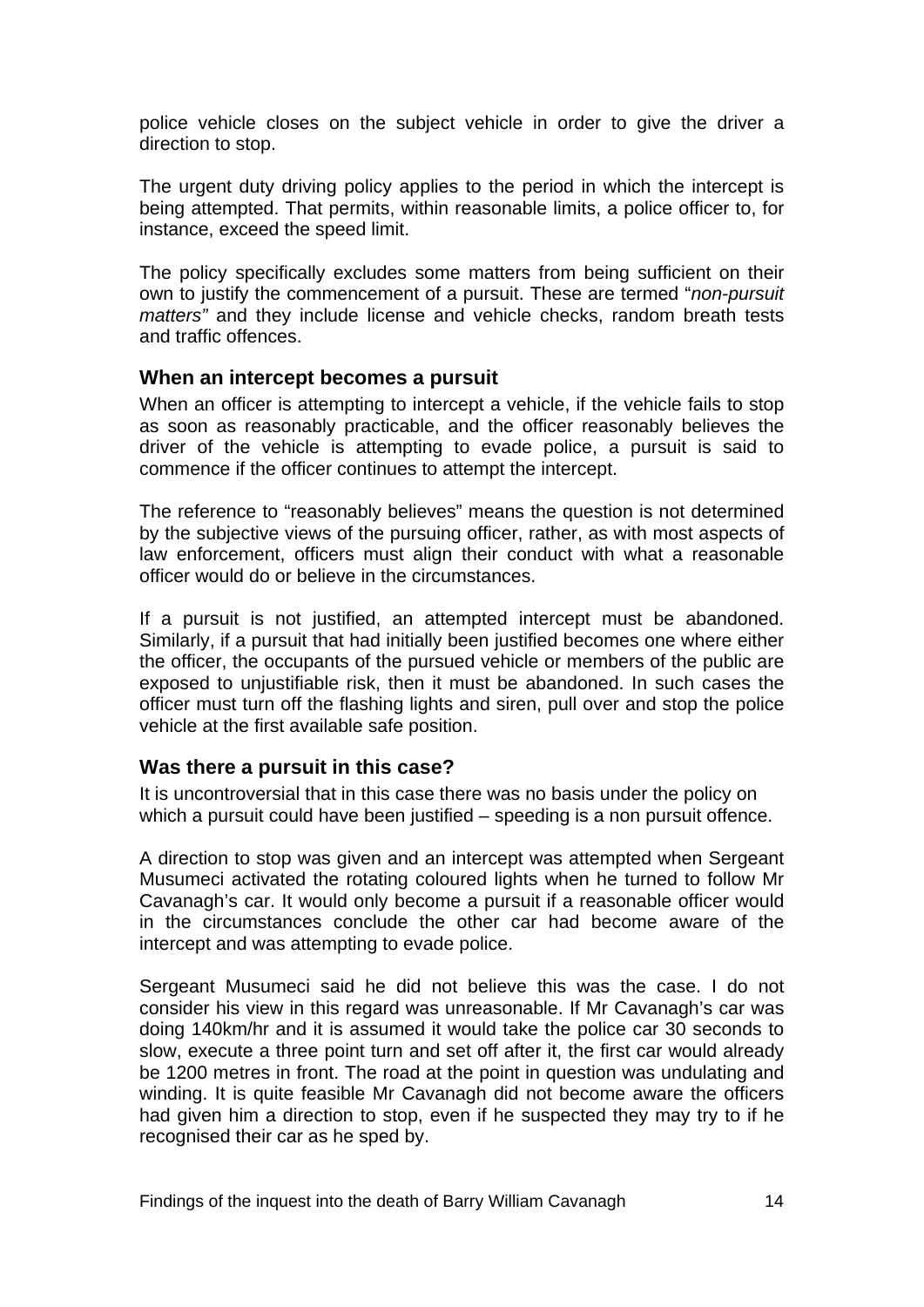police vehicle closes on the subject vehicle in order to give the driver a direction to stop.

The urgent duty driving policy applies to the period in which the intercept is being attempted. That permits, within reasonable limits, a police officer to, for instance, exceed the speed limit.

The policy specifically excludes some matters from being sufficient on their own to justify the commencement of a pursuit. These are termed "*non-pursuit matters"* and they include license and vehicle checks, random breath tests and traffic offences.

### When an intercept becomes a pursuit

When an officer is attempting to intercept a vehicle, if the vehicle fails to stop as soon as reasonably practicable, and the officer reasonably believes the driver of the vehicle is attempting to evade police, a pursuit is said to commence if the officer continues to attempt the intercept.

The reference to "reasonably believes" means the question is not determined by the subjective views of the pursuing officer, rather, as with most aspects of law enforcement, officers must align their conduct with what a reasonable officer would do or believe in the circumstances.

If a pursuit is not justified, an attempted intercept must be abandoned. Similarly, if a pursuit that had initially been justified becomes one where either the officer, the occupants of the pursued vehicle or members of the public are exposed to unjustifiable risk, then it must be abandoned. In such cases the officer must turn off the flashing lights and siren, pull over and stop the police vehicle at the first available safe position.

### Was there a pursuit in this case?

It is uncontroversial that in this case there was no basis under the policy on which a pursuit could have been justified – speeding is a non pursuit offence.

A direction to stop was given and an intercept was attempted when Sergeant Musumeci activated the rotating coloured lights when he turned to follow Mr Cavanagh's car. It would only become a pursuit if a reasonable officer would in the circumstances conclude the other car had become aware of the intercept and was attempting to evade police.

Sergeant Musumeci said he did not believe this was the case. I do not consider his view in this regard was unreasonable. If Mr Cavanagh's car was doing 140km/hr and it is assumed it would take the police car 30 seconds to slow, execute a three point turn and set off after it, the first car would already be 1200 metres in front. The road at the point in question was undulating and winding. It is quite feasible Mr Cavanagh did not become aware the officers had given him a direction to stop, even if he suspected they may try to if he recognised their car as he sped by.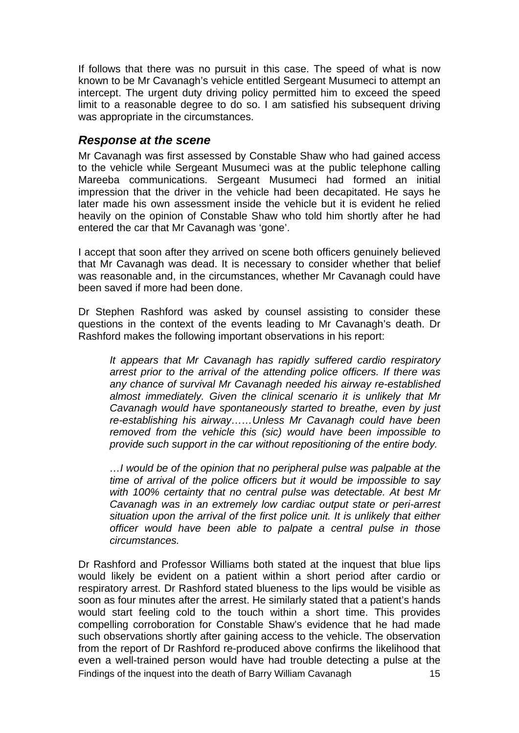If follows that there was no pursuit in this case. The speed of what is now known to be Mr Cavanagh's vehicle entitled Sergeant Musumeci to attempt an intercept. The urgent duty driving policy permitted him to exceed the speed limit to a reasonable degree to do so. I am satisfied his subsequent driving was appropriate in the circumstances.

### *Response at the scene*

Mr Cavanagh was first assessed by Constable Shaw who had gained access to the vehicle while Sergeant Musumeci was at the public telephone calling Mareeba communications. Sergeant Musumeci had formed an initial impression that the driver in the vehicle had been decapitated. He says he later made his own assessment inside the vehicle but it is evident he relied heavily on the opinion of Constable Shaw who told him shortly after he had entered the car that Mr Cavanagh was 'gone'.

I accept that soon after they arrived on scene both officers genuinely believed that Mr Cavanagh was dead. It is necessary to consider whether that belief was reasonable and, in the circumstances, whether Mr Cavanagh could have been saved if more had been done.

Dr Stephen Rashford was asked by counsel assisting to consider these questions in the context of the events leading to Mr Cavanagh's death. Dr Rashford makes the following important observations in his report:

> *It appears that Mr Cavanagh has rapidly suffered cardio respiratory arrest prior to the arrival of the attending police officers. If there was any chance of survival Mr Cavanagh needed his airway re-established almost immediately. Given the clinical scenario it is unlikely that Mr Cavanagh would have spontaneously started to breathe, even by just re-establishing his airway……Unless Mr Cavanagh could have been removed from the vehicle this (sic) would have been impossible to provide such support in the car without repositioning of the entire body.*
>
> *…I would be of the opinion that no peripheral pulse was palpable at the time of arrival of the police officers but it would be impossible to say with 100% certainty that no central pulse was detectable. At best Mr Cavanagh was in an extremely low cardiac output state or peri-arrest situation upon the arrival of the first police unit. It is unlikely that either officer would have been able to palpate a central pulse in those circumstances.*

Dr Rashford and Professor Williams both stated at the inquest that blue lips would likely be evident on a patient within a short period after cardio or respiratory arrest. Dr Rashford stated blueness to the lips would be visible as soon as four minutes after the arrest. He similarly stated that a patient's hands would start feeling cold to the touch within a short time. This provides compelling corroboration for Constable Shaw's evidence that he had made such observations shortly after gaining access to the vehicle. The observation from the report of Dr Rashford re-produced above confirms the likelihood that even a well-trained person would have had trouble detecting a pulse at the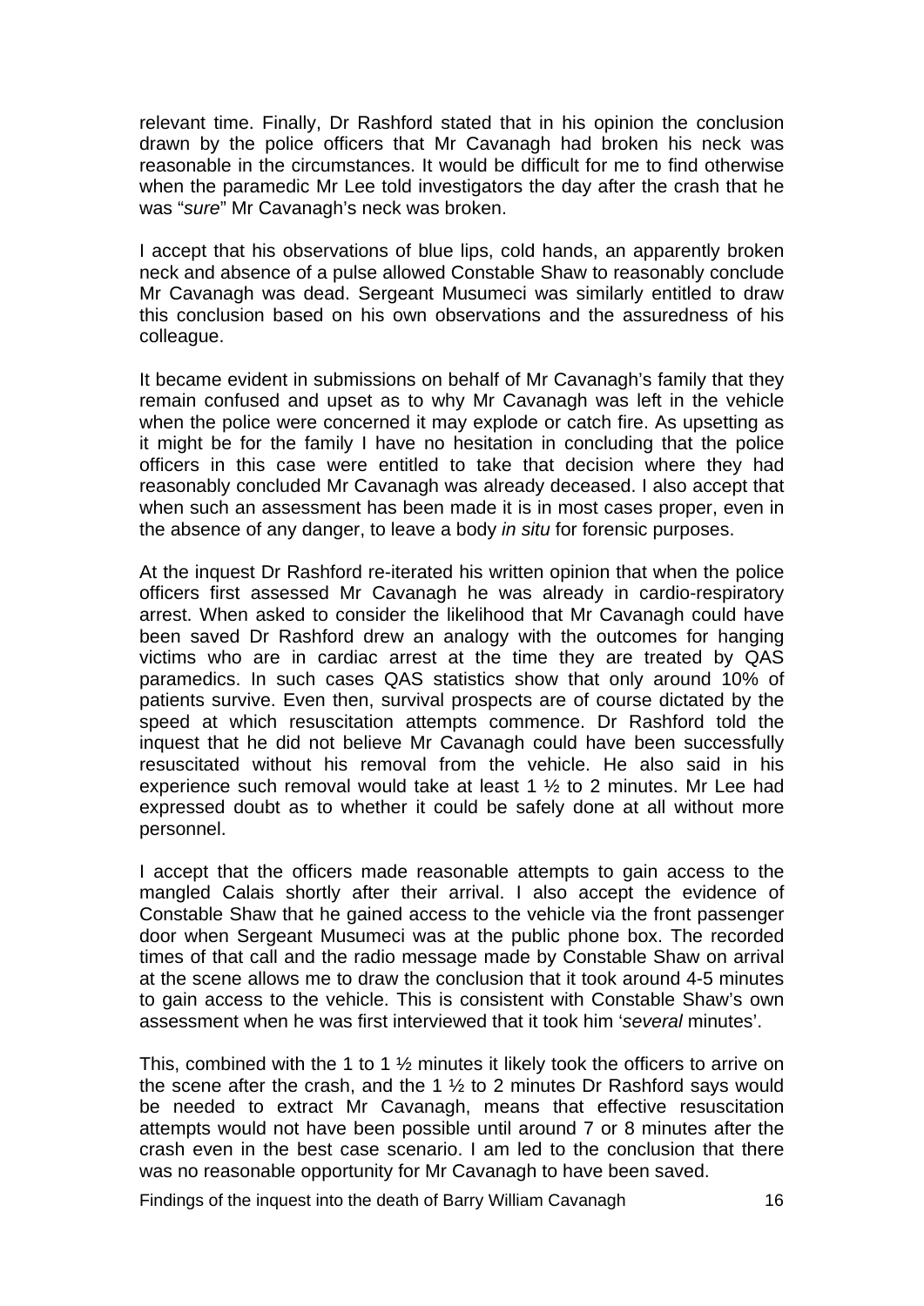relevant time. Finally, Dr Rashford stated that in his opinion the conclusion drawn by the police officers that Mr Cavanagh had broken his neck was reasonable in the circumstances. It would be difficult for me to find otherwise when the paramedic Mr Lee told investigators the day after the crash that he was "*sure*" Mr Cavanagh's neck was broken.

I accept that his observations of blue lips, cold hands, an apparently broken neck and absence of a pulse allowed Constable Shaw to reasonably conclude Mr Cavanagh was dead. Sergeant Musumeci was similarly entitled to draw this conclusion based on his own observations and the assuredness of his colleague.

It became evident in submissions on behalf of Mr Cavanagh's family that they remain confused and upset as to why Mr Cavanagh was left in the vehicle when the police were concerned it may explode or catch fire. As upsetting as it might be for the family I have no hesitation in concluding that the police officers in this case were entitled to take that decision where they had reasonably concluded Mr Cavanagh was already deceased. I also accept that when such an assessment has been made it is in most cases proper, even in the absence of any danger, to leave a body *in situ* for forensic purposes.

At the inquest Dr Rashford re-iterated his written opinion that when the police officers first assessed Mr Cavanagh he was already in cardio-respiratory arrest. When asked to consider the likelihood that Mr Cavanagh could have been saved Dr Rashford drew an analogy with the outcomes for hanging victims who are in cardiac arrest at the time they are treated by QAS paramedics. In such cases QAS statistics show that only around 10% of patients survive. Even then, survival prospects are of course dictated by the speed at which resuscitation attempts commence. Dr Rashford told the inquest that he did not believe Mr Cavanagh could have been successfully resuscitated without his removal from the vehicle. He also said in his experience such removal would take at least 1 ½ to 2 minutes. Mr Lee had expressed doubt as to whether it could be safely done at all without more personnel.

I accept that the officers made reasonable attempts to gain access to the mangled Calais shortly after their arrival. I also accept the evidence of Constable Shaw that he gained access to the vehicle via the front passenger door when Sergeant Musumeci was at the public phone box. The recorded times of that call and the radio message made by Constable Shaw on arrival at the scene allows me to draw the conclusion that it took around 4-5 minutes to gain access to the vehicle. This is consistent with Constable Shaw's own assessment when he was first interviewed that it took him '*several* minutes'.

This, combined with the 1 to 1 ½ minutes it likely took the officers to arrive on the scene after the crash, and the 1 ½ to 2 minutes Dr Rashford says would be needed to extract Mr Cavanagh, means that effective resuscitation attempts would not have been possible until around 7 or 8 minutes after the crash even in the best case scenario. I am led to the conclusion that there was no reasonable opportunity for Mr Cavanagh to have been saved.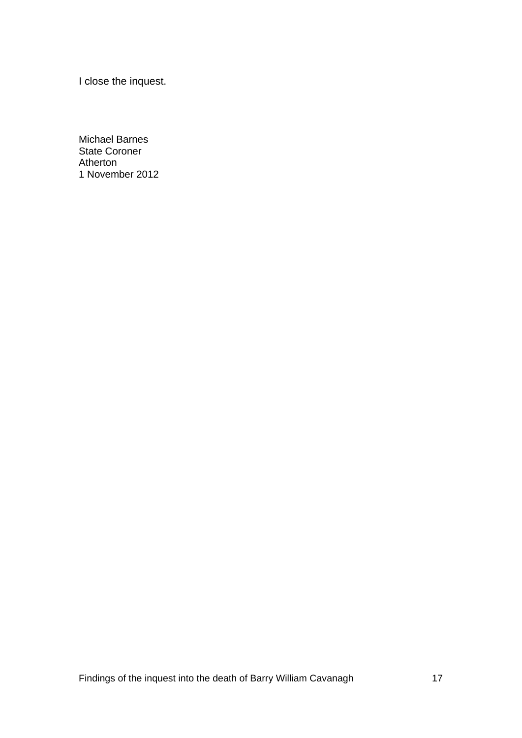I close the inquest.

Michael Barnes
State Coroner
Atherton
1 November 2012